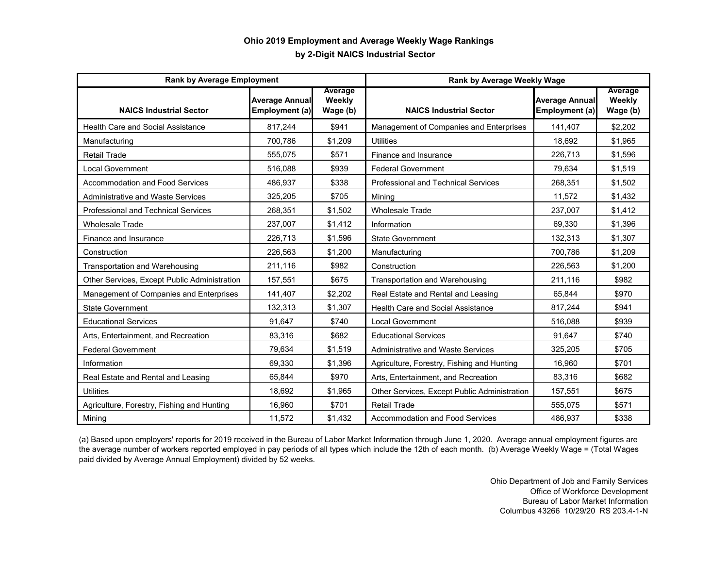**Ohio 2019 Employment and Average Weekly Wage Rankings**

**by 2-Digit NAICS Industrial Sector**

| Rank by Average Employment | | | Rank by Average Weekly Wage | | |
|---|---|---|---|---|---|
| **NAICS Industrial Sector** | **Average Annual Employment (a)** | **Average Weekly Wage (b)** | **NAICS Industrial Sector** | **Average Annual Employment (a)** | **Average Weekly Wage (b)** |
| Health Care and Social Assistance | 817,244 | $941 | Management of Companies and Enterprises | 141,407 | $2,202 |
| Manufacturing | 700,786 | $1,209 | Utilities | 18,692 | $1,965 |
| Retail Trade | 555,075 | $571 | Finance and Insurance | 226,713 | $1,596 |
| Local Government | 516,088 | $939 | Federal Government | 79,634 | $1,519 |
| Accommodation and Food Services | 486,937 | $338 | Professional and Technical Services | 268,351 | $1,502 |
| Administrative and Waste Services | 325,205 | $705 | Mining | 11,572 | $1,432 |
| Professional and Technical Services | 268,351 | $1,502 | Wholesale Trade | 237,007 | $1,412 |
| Wholesale Trade | 237,007 | $1,412 | Information | 69,330 | $1,396 |
| Finance and Insurance | 226,713 | $1,596 | State Government | 132,313 | $1,307 |
| Construction | 226,563 | $1,200 | Manufacturing | 700,786 | $1,209 |
| Transportation and Warehousing | 211,116 | $982 | Construction | 226,563 | $1,200 |
| Other Services, Except Public Administration | 157,551 | $675 | Transportation and Warehousing | 211,116 | $982 |
| Management of Companies and Enterprises | 141,407 | $2,202 | Real Estate and Rental and Leasing | 65,844 | $970 |
| State Government | 132,313 | $1,307 | Health Care and Social Assistance | 817,244 | $941 |
| Educational Services | 91,647 | $740 | Local Government | 516,088 | $939 |
| Arts, Entertainment, and Recreation | 83,316 | $682 | Educational Services | 91,647 | $740 |
| Federal Government | 79,634 | $1,519 | Administrative and Waste Services | 325,205 | $705 |
| Information | 69,330 | $1,396 | Agriculture, Forestry, Fishing and Hunting | 16,960 | $701 |
| Real Estate and Rental and Leasing | 65,844 | $970 | Arts, Entertainment, and Recreation | 83,316 | $682 |
| Utilities | 18,692 | $1,965 | Other Services, Except Public Administration | 157,551 | $675 |
| Agriculture, Forestry, Fishing and Hunting | 16,960 | $701 | Retail Trade | 555,075 | $571 |
| Mining | 11,572 | $1,432 | Accommodation and Food Services | 486,937 | $338 |

(a) Based upon employers' reports for 2019 received in the Bureau of Labor Market Information through June 1, 2020. Average annual employment figures are the average number of workers reported employed in pay periods of all types which include the 12th of each month. (b) Average Weekly Wage = (Total Wages paid divided by Average Annual Employment) divided by 52 weeks.

Ohio Department of Job and Family Services
Office of Workforce Development
Bureau of Labor Market Information
Columbus 43266 10/29/20 RS 203.4-1-N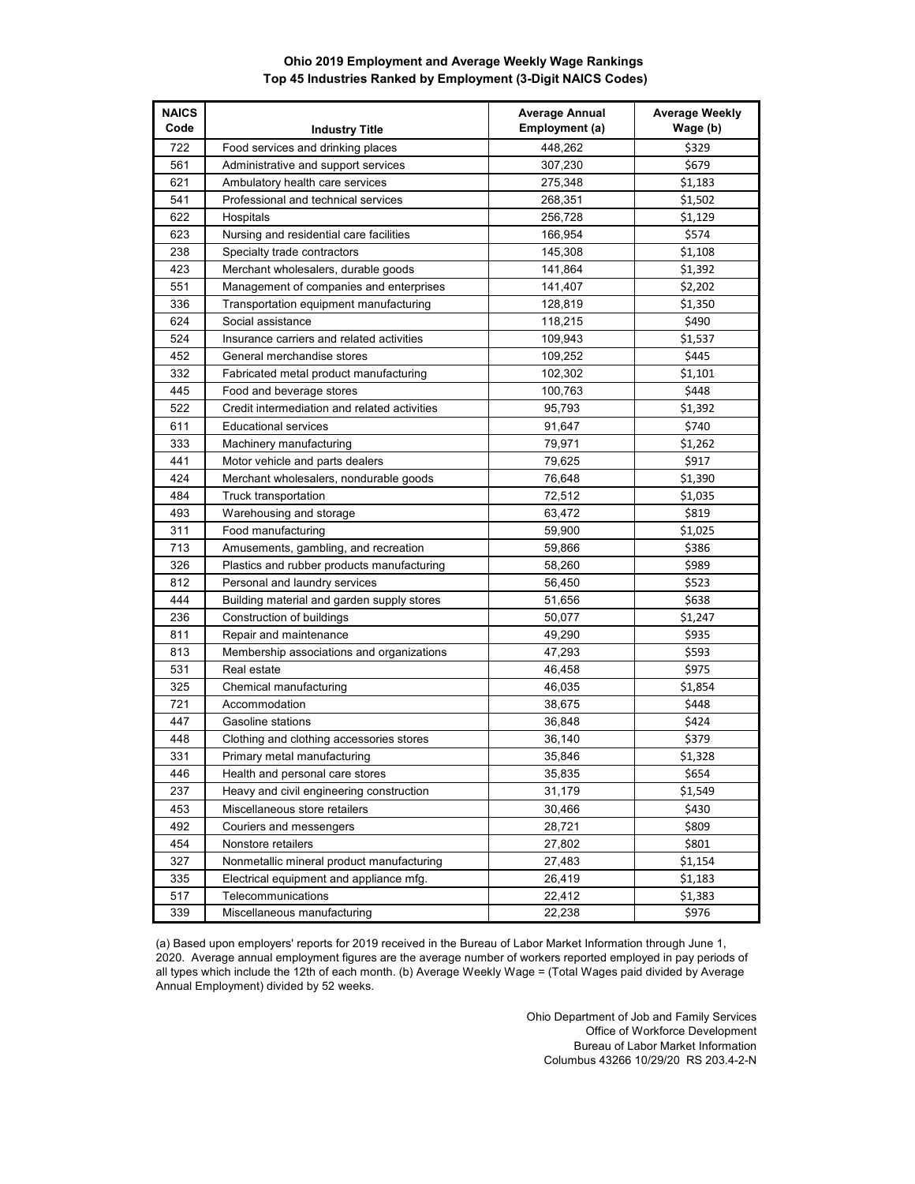**Ohio 2019 Employment and Average Weekly Wage Rankings**
**Top 45 Industries Ranked by Employment (3-Digit NAICS Codes)**

| NAICS Code | Industry Title | Average Annual Employment (a) | Average Weekly Wage (b) |
|---|---|---|---|
| 722 | Food services and drinking places | 448,262 | $329 |
| 561 | Administrative and support services | 307,230 | $679 |
| 621 | Ambulatory health care services | 275,348 | $1,183 |
| 541 | Professional and technical services | 268,351 | $1,502 |
| 622 | Hospitals | 256,728 | $1,129 |
| 623 | Nursing and residential care facilities | 166,954 | $574 |
| 238 | Specialty trade contractors | 145,308 | $1,108 |
| 423 | Merchant wholesalers, durable goods | 141,864 | $1,392 |
| 551 | Management of companies and enterprises | 141,407 | $2,202 |
| 336 | Transportation equipment manufacturing | 128,819 | $1,350 |
| 624 | Social assistance | 118,215 | $490 |
| 524 | Insurance carriers and related activities | 109,943 | $1,537 |
| 452 | General merchandise stores | 109,252 | $445 |
| 332 | Fabricated metal product manufacturing | 102,302 | $1,101 |
| 445 | Food and beverage stores | 100,763 | $448 |
| 522 | Credit intermediation and related activities | 95,793 | $1,392 |
| 611 | Educational services | 91,647 | $740 |
| 333 | Machinery manufacturing | 79,971 | $1,262 |
| 441 | Motor vehicle and parts dealers | 79,625 | $917 |
| 424 | Merchant wholesalers, nondurable goods | 76,648 | $1,390 |
| 484 | Truck transportation | 72,512 | $1,035 |
| 493 | Warehousing and storage | 63,472 | $819 |
| 311 | Food manufacturing | 59,900 | $1,025 |
| 713 | Amusements, gambling, and recreation | 59,866 | $386 |
| 326 | Plastics and rubber products manufacturing | 58,260 | $989 |
| 812 | Personal and laundry services | 56,450 | $523 |
| 444 | Building material and garden supply stores | 51,656 | $638 |
| 236 | Construction of buildings | 50,077 | $1,247 |
| 811 | Repair and maintenance | 49,290 | $935 |
| 813 | Membership associations and organizations | 47,293 | $593 |
| 531 | Real estate | 46,458 | $975 |
| 325 | Chemical manufacturing | 46,035 | $1,854 |
| 721 | Accommodation | 38,675 | $448 |
| 447 | Gasoline stations | 36,848 | $424 |
| 448 | Clothing and clothing accessories stores | 36,140 | $379 |
| 331 | Primary metal manufacturing | 35,846 | $1,328 |
| 446 | Health and personal care stores | 35,835 | $654 |
| 237 | Heavy and civil engineering construction | 31,179 | $1,549 |
| 453 | Miscellaneous store retailers | 30,466 | $430 |
| 492 | Couriers and messengers | 28,721 | $809 |
| 454 | Nonstore retailers | 27,802 | $801 |
| 327 | Nonmetallic mineral product manufacturing | 27,483 | $1,154 |
| 335 | Electrical equipment and appliance mfg. | 26,419 | $1,183 |
| 517 | Telecommunications | 22,412 | $1,383 |
| 339 | Miscellaneous manufacturing | 22,238 | $976 |

(a) Based upon employers' reports for 2019 received in the Bureau of Labor Market Information through June 1, 2020. Average annual employment figures are the average number of workers reported employed in pay periods of all types which include the 12th of each month. (b) Average Weekly Wage = (Total Wages paid divided by Average Annual Employment) divided by 52 weeks.

Ohio Department of Job and Family Services
Office of Workforce Development
Bureau of Labor Market Information
Columbus 43266 10/29/20 RS 203.4-2-N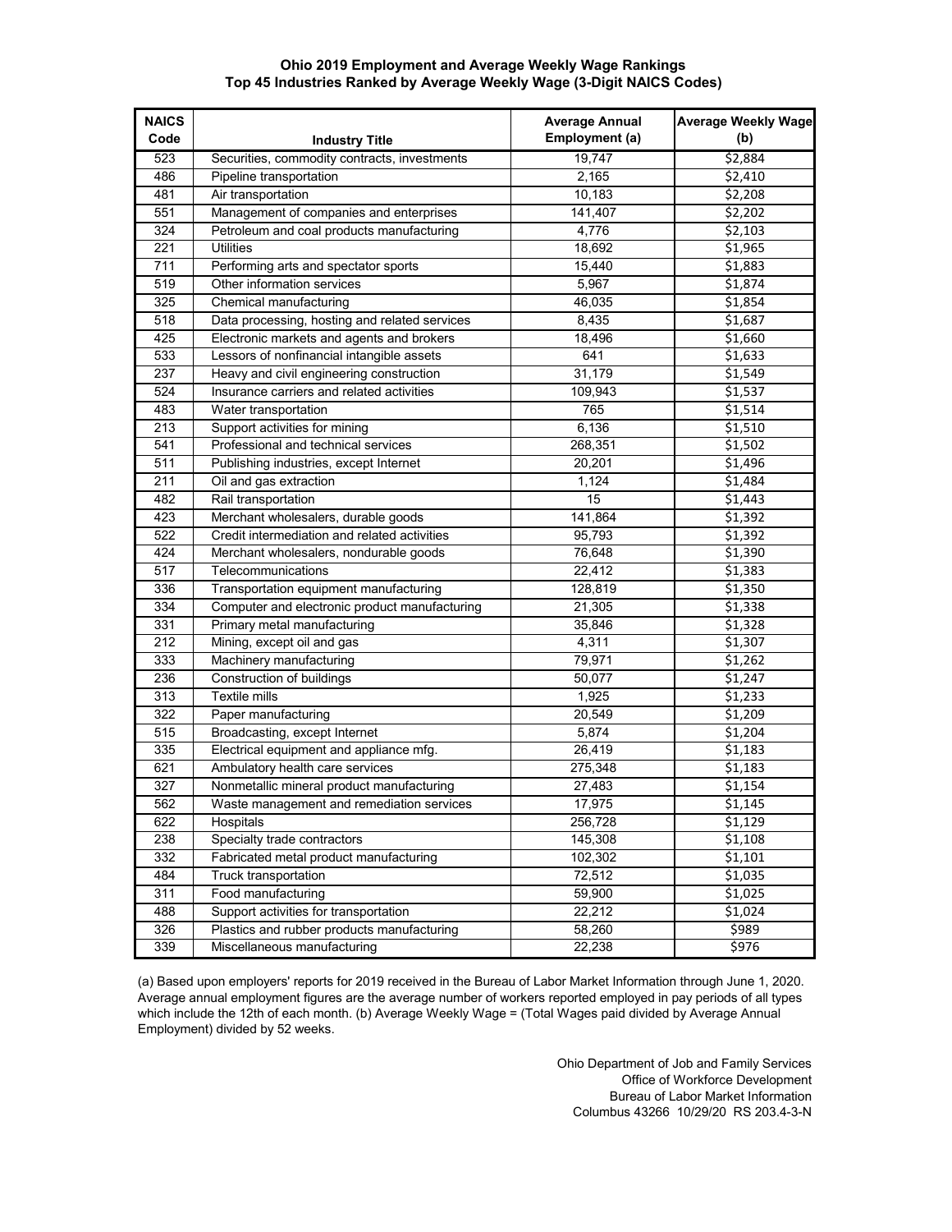# Ohio 2019 Employment and Average Weekly Wage Rankings
## Top 45 Industries Ranked by Average Weekly Wage (3-Digit NAICS Codes)

| NAICS Code | Industry Title | Average Annual Employment (a) | Average Weekly Wage (b) |
|---|---|---|---|
| 523 | Securities, commodity contracts, investments | 19,747 | $2,884 |
| 486 | Pipeline transportation | 2,165 | $2,410 |
| 481 | Air transportation | 10,183 | $2,208 |
| 551 | Management of companies and enterprises | 141,407 | $2,202 |
| 324 | Petroleum and coal products manufacturing | 4,776 | $2,103 |
| 221 | Utilities | 18,692 | $1,965 |
| 711 | Performing arts and spectator sports | 15,440 | $1,883 |
| 519 | Other information services | 5,967 | $1,874 |
| 325 | Chemical manufacturing | 46,035 | $1,854 |
| 518 | Data processing, hosting and related services | 8,435 | $1,687 |
| 425 | Electronic markets and agents and brokers | 18,496 | $1,660 |
| 533 | Lessors of nonfinancial intangible assets | 641 | $1,633 |
| 237 | Heavy and civil engineering construction | 31,179 | $1,549 |
| 524 | Insurance carriers and related activities | 109,943 | $1,537 |
| 483 | Water transportation | 765 | $1,514 |
| 213 | Support activities for mining | 6,136 | $1,510 |
| 541 | Professional and technical services | 268,351 | $1,502 |
| 511 | Publishing industries, except Internet | 20,201 | $1,496 |
| 211 | Oil and gas extraction | 1,124 | $1,484 |
| 482 | Rail transportation | 15 | $1,443 |
| 423 | Merchant wholesalers, durable goods | 141,864 | $1,392 |
| 522 | Credit intermediation and related activities | 95,793 | $1,392 |
| 424 | Merchant wholesalers, nondurable goods | 76,648 | $1,390 |
| 517 | Telecommunications | 22,412 | $1,383 |
| 336 | Transportation equipment manufacturing | 128,819 | $1,350 |
| 334 | Computer and electronic product manufacturing | 21,305 | $1,338 |
| 331 | Primary metal manufacturing | 35,846 | $1,328 |
| 212 | Mining, except oil and gas | 4,311 | $1,307 |
| 333 | Machinery manufacturing | 79,971 | $1,262 |
| 236 | Construction of buildings | 50,077 | $1,247 |
| 313 | Textile mills | 1,925 | $1,233 |
| 322 | Paper manufacturing | 20,549 | $1,209 |
| 515 | Broadcasting, except Internet | 5,874 | $1,204 |
| 335 | Electrical equipment and appliance mfg. | 26,419 | $1,183 |
| 621 | Ambulatory health care services | 275,348 | $1,183 |
| 327 | Nonmetallic mineral product manufacturing | 27,483 | $1,154 |
| 562 | Waste management and remediation services | 17,975 | $1,145 |
| 622 | Hospitals | 256,728 | $1,129 |
| 238 | Specialty trade contractors | 145,308 | $1,108 |
| 332 | Fabricated metal product manufacturing | 102,302 | $1,101 |
| 484 | Truck transportation | 72,512 | $1,035 |
| 311 | Food manufacturing | 59,900 | $1,025 |
| 488 | Support activities for transportation | 22,212 | $1,024 |
| 326 | Plastics and rubber products manufacturing | 58,260 | $989 |
| 339 | Miscellaneous manufacturing | 22,238 | $976 |

(a) Based upon employers' reports for 2019 received in the Bureau of Labor Market Information through June 1, 2020. Average annual employment figures are the average number of workers reported employed in pay periods of all types which include the 12th of each month. (b) Average Weekly Wage = (Total Wages paid divided by Average Annual Employment) divided by 52 weeks.

Ohio Department of Job and Family Services
Office of Workforce Development
Bureau of Labor Market Information
Columbus 43266 10/29/20 RS 203.4-3-N